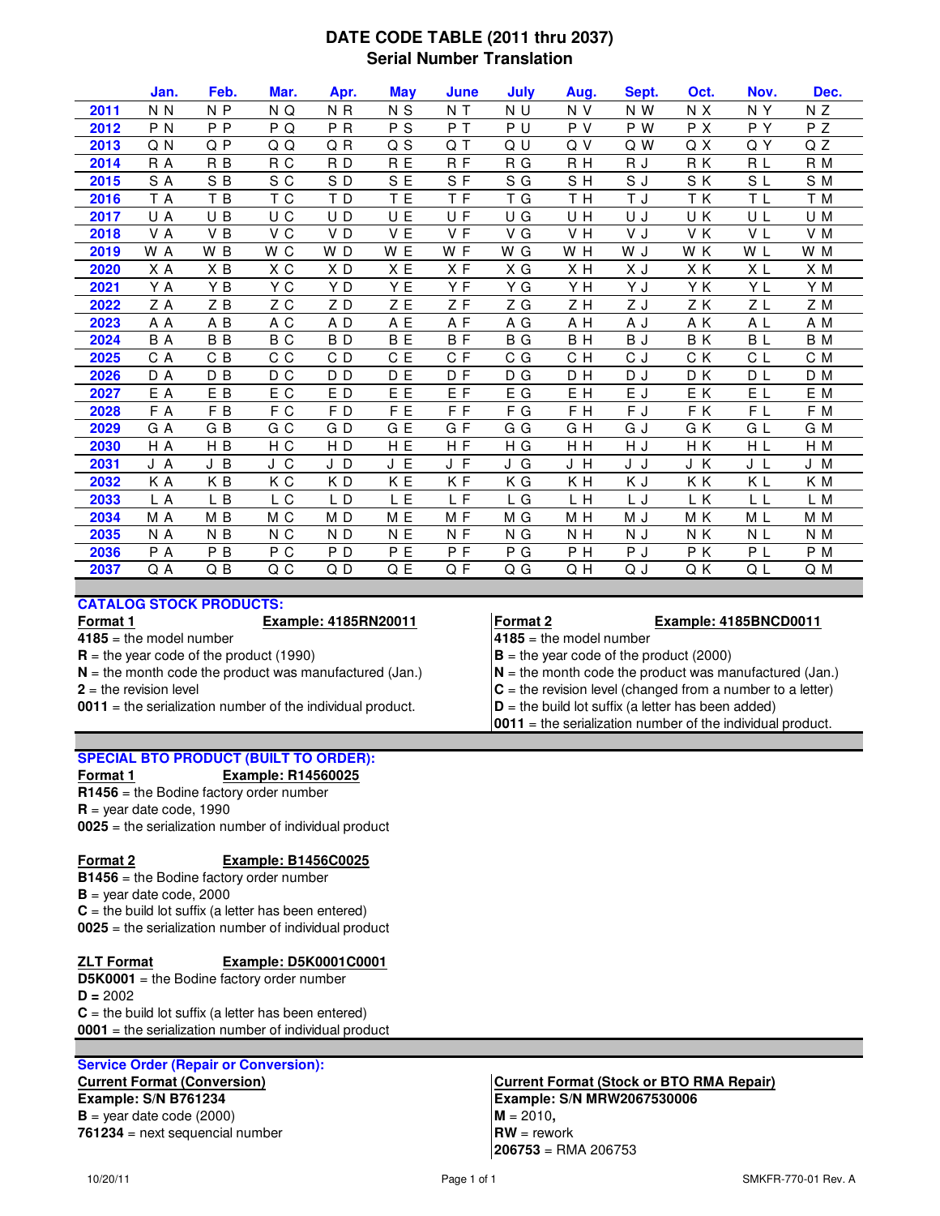# DATE CODE TABLE (2011 thru 2037)
## Serial Number Translation

| | Jan. | Feb. | Mar. | Apr. | May | June | July | Aug. | Sept. | Oct. | Nov. | Dec. |
|---|---|---|---|---|---|---|---|---|---|---|---|---|
| 2011 | N N | N P | N Q | N R | N S | N T | N U | N V | N W | N X | N Y | N Z |
| 2012 | P N | P P | P Q | P R | P S | P T | P U | P V | P W | P X | P Y | P Z |
| 2013 | Q N | Q P | Q Q | Q R | Q S | Q T | Q U | Q V | Q W | Q X | Q Y | Q Z |
| 2014 | R A | R B | R C | R D | R E | R F | R G | R H | R J | R K | R L | R M |
| 2015 | S A | S B | S C | S D | S E | S F | S G | S H | S J | S K | S L | S M |
| 2016 | T A | T B | T C | T D | T E | T F | T G | T H | T J | T K | T L | T M |
| 2017 | U A | U B | U C | U D | U E | U F | U G | U H | U J | U K | U L | U M |
| 2018 | V A | V B | V C | V D | V E | V F | V G | V H | V J | V K | V L | V M |
| 2019 | W A | W B | W C | W D | W E | W F | W G | W H | W J | W K | W L | W M |
| 2020 | X A | X B | X C | X D | X E | X F | X G | X H | X J | X K | X L | X M |
| 2021 | Y A | Y B | Y C | Y D | Y E | Y F | Y G | Y H | Y J | Y K | Y L | Y M |
| 2022 | Z A | Z B | Z C | Z D | Z E | Z F | Z G | Z H | Z J | Z K | Z L | Z M |
| 2023 | A A | A B | A C | A D | A E | A F | A G | A H | A J | A K | A L | A M |
| 2024 | B A | B B | B C | B D | B E | B F | B G | B H | B J | B K | B L | B M |
| 2025 | C A | C B | C C | C D | C E | C F | C G | C H | C J | C K | C L | C M |
| 2026 | D A | D B | D C | D D | D E | D F | D G | D H | D J | D K | D L | D M |
| 2027 | E A | E B | E C | E D | E E | E F | E G | E H | E J | E K | E L | E M |
| 2028 | F A | F B | F C | F D | F E | F F | F G | F H | F J | F K | F L | F M |
| 2029 | G A | G B | G C | G D | G E | G F | G G | G H | G J | G K | G L | G M |
| 2030 | H A | H B | H C | H D | H E | H F | H G | H H | H J | H K | H L | H M |
| 2031 | J A | J B | J C | J D | J E | J F | J G | J H | J J | J K | J L | J M |
| 2032 | K A | K B | K C | K D | K E | K F | K G | K H | K J | K K | K L | K M |
| 2033 | L A | L B | L C | L D | L E | L F | L G | L H | L J | L K | L L | L M |
| 2034 | M A | M B | M C | M D | M E | M F | M G | M H | M J | M K | M L | M M |
| 2035 | N A | N B | N C | N D | N E | N F | N G | N H | N J | N K | N L | N M |
| 2036 | P A | P B | P C | P D | P E | P F | P G | P H | P J | P K | P L | P M |
| 2037 | Q A | Q B | Q C | Q D | Q E | Q F | Q G | Q H | Q J | Q K | Q L | Q M |

### CATALOG STOCK PRODUCTS:

**Format 1** — **Example: 4185RN20011**

**4185** = the model number
**R** = the year code of the product (1990)
**N** = the month code the product was manufactured (Jan.)
**2** = the revision level
**0011** = the serialization number of the individual product.

**Format 2** — **Example: 4185BNCD0011**

**4185** = the model number
**B** = the year code of the product (2000)
**N** = the month code the product was manufactured (Jan.)
**C** = the revision level (changed from a number to a letter)
**D** = the build lot suffix (a letter has been added)
**0011** = the serialization number of the individual product.

### SPECIAL BTO PRODUCT (BUILT TO ORDER):

**Format 1** — **Example: R14560025**

**R1456** = the Bodine factory order number
**R** = year date code, 1990
**0025** = the serialization number of individual product

**Format 2** — **Example: B1456C0025**

**B1456** = the Bodine factory order number
**B** = year date code, 2000
**C** = the build lot suffix (a letter has been entered)
**0025** = the serialization number of individual product

**ZLT Format** — **Example: D5K0001C0001**

**D5K0001** = the Bodine factory order number
**D =** 2002
**C** = the build lot suffix (a letter has been entered)
**0001** = the serialization number of individual product

### Service Order (Repair or Conversion):

**Current Format (Conversion)**
**Example: S/N B761234**
**B** = year date code (2000)
**761234** = next sequencial number

**Current Format (Stock or BTO RMA Repair)**
**Example: S/N MRW2067530006**
**M** = 2010**,**
**RW** = rework
**206753** = RMA 206753

10/20/11 SMKFR-770-01 Rev. A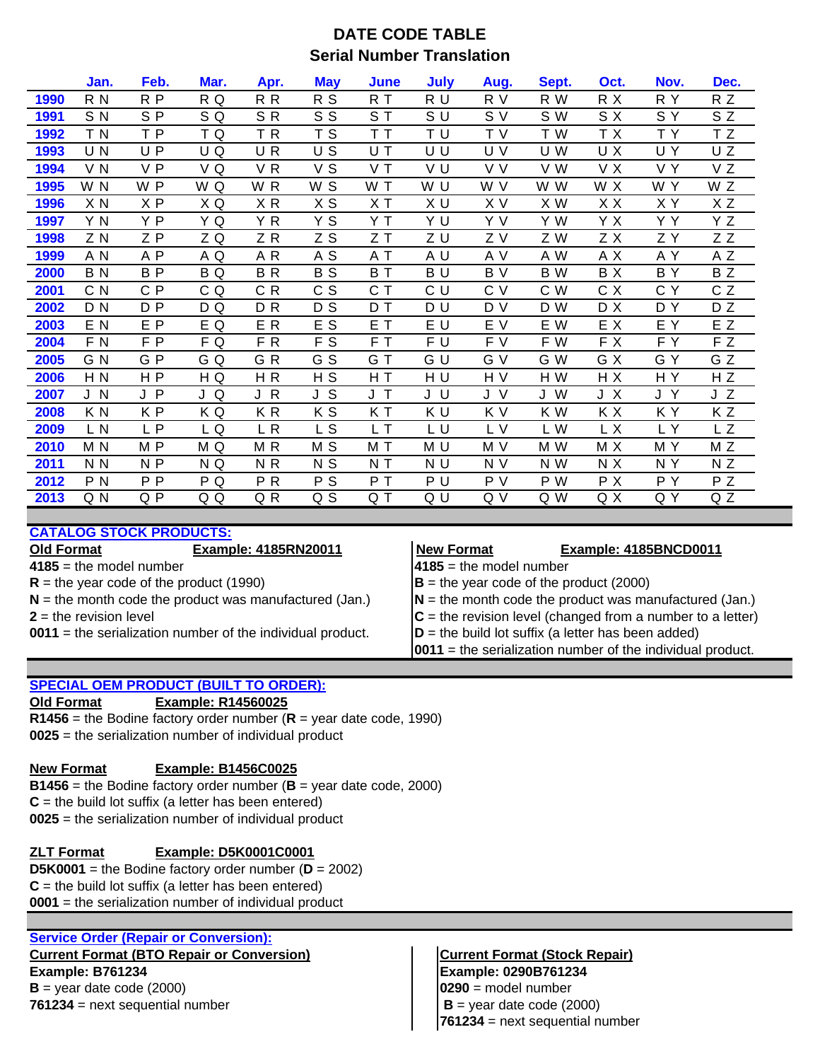# DATE CODE TABLE
## Serial Number Translation

| | Jan. | Feb. | Mar. | Apr. | May | June | July | Aug. | Sept. | Oct. | Nov. | Dec. |
|---|---|---|---|---|---|---|---|---|---|---|---|---|
| 1990 | R N | R P | R Q | R R | R S | R T | R U | R V | R W | R X | R Y | R Z |
| 1991 | S N | S P | S Q | S R | S S | S T | S U | S V | S W | S X | S Y | S Z |
| 1992 | T N | T P | T Q | T R | T S | T T | T U | T V | T W | T X | T Y | T Z |
| 1993 | U N | U P | U Q | U R | U S | U T | U U | U V | U W | U X | U Y | U Z |
| 1994 | V N | V P | V Q | V R | V S | V T | V U | V V | V W | V X | V Y | V Z |
| 1995 | W N | W P | W Q | W R | W S | W T | W U | W V | W W | W X | W Y | W Z |
| 1996 | X N | X P | X Q | X R | X S | X T | X U | X V | X W | X X | X Y | X Z |
| 1997 | Y N | Y P | Y Q | Y R | Y S | Y T | Y U | Y V | Y W | Y X | Y Y | Y Z |
| 1998 | Z N | Z P | Z Q | Z R | Z S | Z T | Z U | Z V | Z W | Z X | Z Y | Z Z |
| 1999 | A N | A P | A Q | A R | A S | A T | A U | A V | A W | A X | A Y | A Z |
| 2000 | B N | B P | B Q | B R | B S | B T | B U | B V | B W | B X | B Y | B Z |
| 2001 | C N | C P | C Q | C R | C S | C T | C U | C V | C W | C X | C Y | C Z |
| 2002 | D N | D P | D Q | D R | D S | D T | D U | D V | D W | D X | D Y | D Z |
| 2003 | E N | E P | E Q | E R | E S | E T | E U | E V | E W | E X | E Y | E Z |
| 2004 | F N | F P | F Q | F R | F S | F T | F U | F V | F W | F X | F Y | F Z |
| 2005 | G N | G P | G Q | G R | G S | G T | G U | G V | G W | G X | G Y | G Z |
| 2006 | H N | H P | H Q | H R | H S | H T | H U | H V | H W | H X | H Y | H Z |
| 2007 | J N | J P | J Q | J R | J S | J T | J U | J V | J W | J X | J Y | J Z |
| 2008 | K N | K P | K Q | K R | K S | K T | K U | K V | K W | K X | K Y | K Z |
| 2009 | L N | L P | L Q | L R | L S | L T | L U | L V | L W | L X | L Y | L Z |
| 2010 | M N | M P | M Q | M R | M S | M T | M U | M V | M W | M X | M Y | M Z |
| 2011 | N N | N P | N Q | N R | N S | N T | N U | N V | N W | N X | N Y | N Z |
| 2012 | P N | P P | P Q | P R | P S | P T | P U | P V | P W | P X | P Y | P Z |
| 2013 | Q N | Q P | Q Q | Q R | Q S | Q T | Q U | Q V | Q W | Q X | Q Y | Q Z |

## CATALOG STOCK PRODUCTS:

**Old Format** — **Example: 4185RN20011**

**4185** = the model number
**R** = the year code of the product (1990)
**N** = the month code the product was manufactured (Jan.)
**2** = the revision level
**0011** = the serialization number of the individual product.

**New Format** — **Example: 4185BNCD0011**

**4185** = the model number
**B** = the year code of the product (2000)
**N** = the month code the product was manufactured (Jan.)
**C** = the revision level (changed from a number to a letter)
**D** = the build lot suffix (a letter has been added)
**0011** = the serialization number of the individual product.

## SPECIAL OEM PRODUCT (BUILT TO ORDER):

**Old Format** — **Example: R14560025**

**R1456** = the Bodine factory order number (**R** = year date code, 1990)
**0025** = the serialization number of individual product

**New Format** — **Example: B1456C0025**

**B1456** = the Bodine factory order number (**B** = year date code, 2000)
**C** = the build lot suffix (a letter has been entered)
**0025** = the serialization number of individual product

**ZLT Format** — **Example: D5K0001C0001**

**D5K0001** = the Bodine factory order number (**D** = 2002)
**C** = the build lot suffix (a letter has been entered)
**0001** = the serialization number of individual product

## Service Order (Repair or Conversion):

**Current Format (BTO Repair or Conversion)**
**Example: B761234**
**B** = year date code (2000)
**761234** = next sequential number

**Current Format (Stock Repair)**
**Example: 0290B761234**
**0290** = model number
**B** = year date code (2000)
**761234** = next sequential number